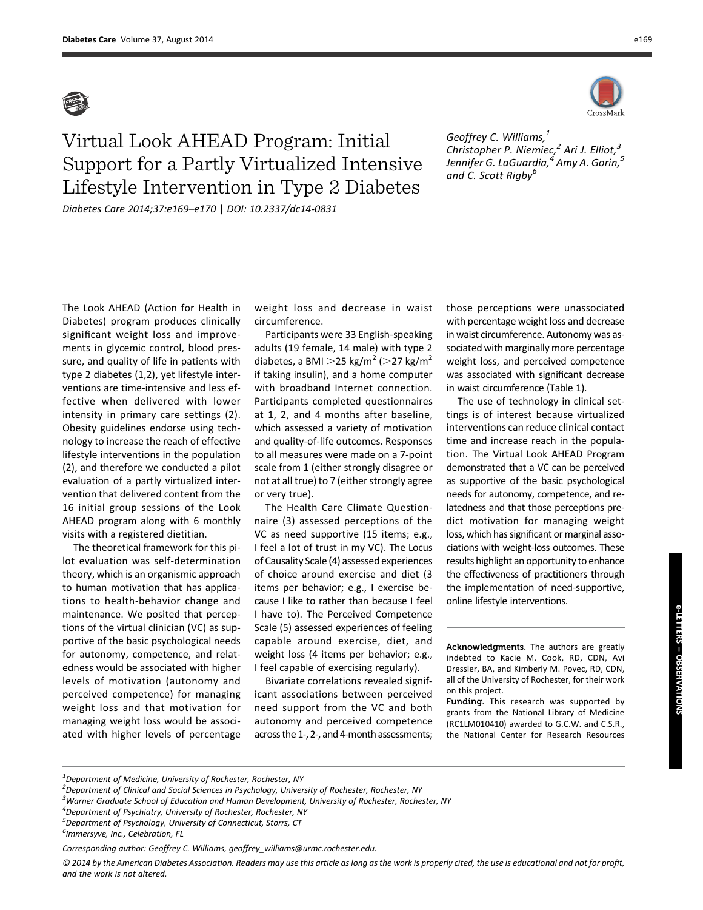# Virtual Look AHEAD Program: Initial Support for a Partly Virtualized Intensive Lifestyle Intervention in Type 2 Diabetes

*Diabetes Care 2014;37:e169–e170 | DOI: 10.2337/dc14-0831*

Geoffrey C. Williams,[1] Christopher P. Niemiec,[2] Ari J. Elliot,[3] Jennifer G. LaGuardia,[4] Amy A. Gorin,[5] and C. Scott Rigby[6]

The Look AHEAD (Action for Health in Diabetes) program produces clinically significant weight loss and improvements in glycemic control, blood pressure, and quality of life in patients with type 2 diabetes (1,2), yet lifestyle interventions are time-intensive and less effective when delivered with lower intensity in primary care settings (2). Obesity guidelines endorse using technology to increase the reach of effective lifestyle interventions in the population (2), and therefore we conducted a pilot evaluation of a partly virtualized intervention that delivered content from the 16 initial group sessions of the Look AHEAD program along with 6 monthly visits with a registered dietitian.

The theoretical framework for this pilot evaluation was self-determination theory, which is an organismic approach to human motivation that has applications to health-behavior change and maintenance. We posited that perceptions of the virtual clinician (VC) as supportive of the basic psychological needs for autonomy, competence, and relatedness would be associated with higher levels of motivation (autonomy and perceived competence) for managing weight loss and that motivation for managing weight loss would be associated with higher levels of percentage weight loss and decrease in waist circumference.

Participants were 33 English-speaking adults (19 female, 14 male) with type 2 diabetes, a BMI $>25$ kg/m$^2$ ($>27$ kg/m$^2$ if taking insulin), and a home computer with broadband Internet connection. Participants completed questionnaires at 1, 2, and 4 months after baseline, which assessed a variety of motivation and quality-of-life outcomes. Responses to all measures were made on a 7-point scale from 1 (either strongly disagree or not at all true) to 7 (either strongly agree or very true).

The Health Care Climate Questionnaire (3) assessed perceptions of the VC as need supportive (15 items; e.g., I feel a lot of trust in my VC). The Locus of Causality Scale (4) assessed experiences of choice around exercise and diet (3 items per behavior; e.g., I exercise because I like to rather than because I feel I have to). The Perceived Competence Scale (5) assessed experiences of feeling capable around exercise, diet, and weight loss (4 items per behavior; e.g., I feel capable of exercising regularly).

Bivariate correlations revealed significant associations between perceived need support from the VC and both autonomy and perceived competence across the 1-, 2-, and 4-month assessments; those perceptions were unassociated with percentage weight loss and decrease in waist circumference. Autonomy was associated with marginally more percentage weight loss, and perceived competence was associated with significant decrease in waist circumference (Table 1).

The use of technology in clinical settings is of interest because virtualized interventions can reduce clinical contact time and increase reach in the population. The Virtual Look AHEAD Program demonstrated that a VC can be perceived as supportive of the basic psychological needs for autonomy, competence, and relatedness and that those perceptions predict motivation for managing weight loss, which has significant or marginal associations with weight-loss outcomes. These results highlight an opportunity to enhance the effectiveness of practitioners through the implementation of need-supportive, online lifestyle interventions.

**Acknowledgments.** The authors are greatly indebted to Kacie M. Cook, RD, CDN, Avi Dressler, BA, and Kimberly M. Povec, RD, CDN, all of the University of Rochester, for their work on this project.

**Funding.** This research was supported by grants from the National Library of Medicine (RC1LM010410) awarded to G.C.W. and C.S.R., the National Center for Research Resources

[1]Department of Medicine, University of Rochester, Rochester, NY
[2]Department of Clinical and Social Sciences in Psychology, University of Rochester, Rochester, NY
[3]Warner Graduate School of Education and Human Development, University of Rochester, Rochester, NY
[4]Department of Psychiatry, University of Rochester, Rochester, NY
[5]Department of Psychology, University of Connecticut, Storrs, CT
[6]Immersyve, Inc., Celebration, FL

Corresponding author: Geoffrey C. Williams, geoffrey_williams@urmc.rochester.edu.

© 2014 by the American Diabetes Association. Readers may use this article as long as the work is properly cited, the use is educational and not for profit, and the work is not altered.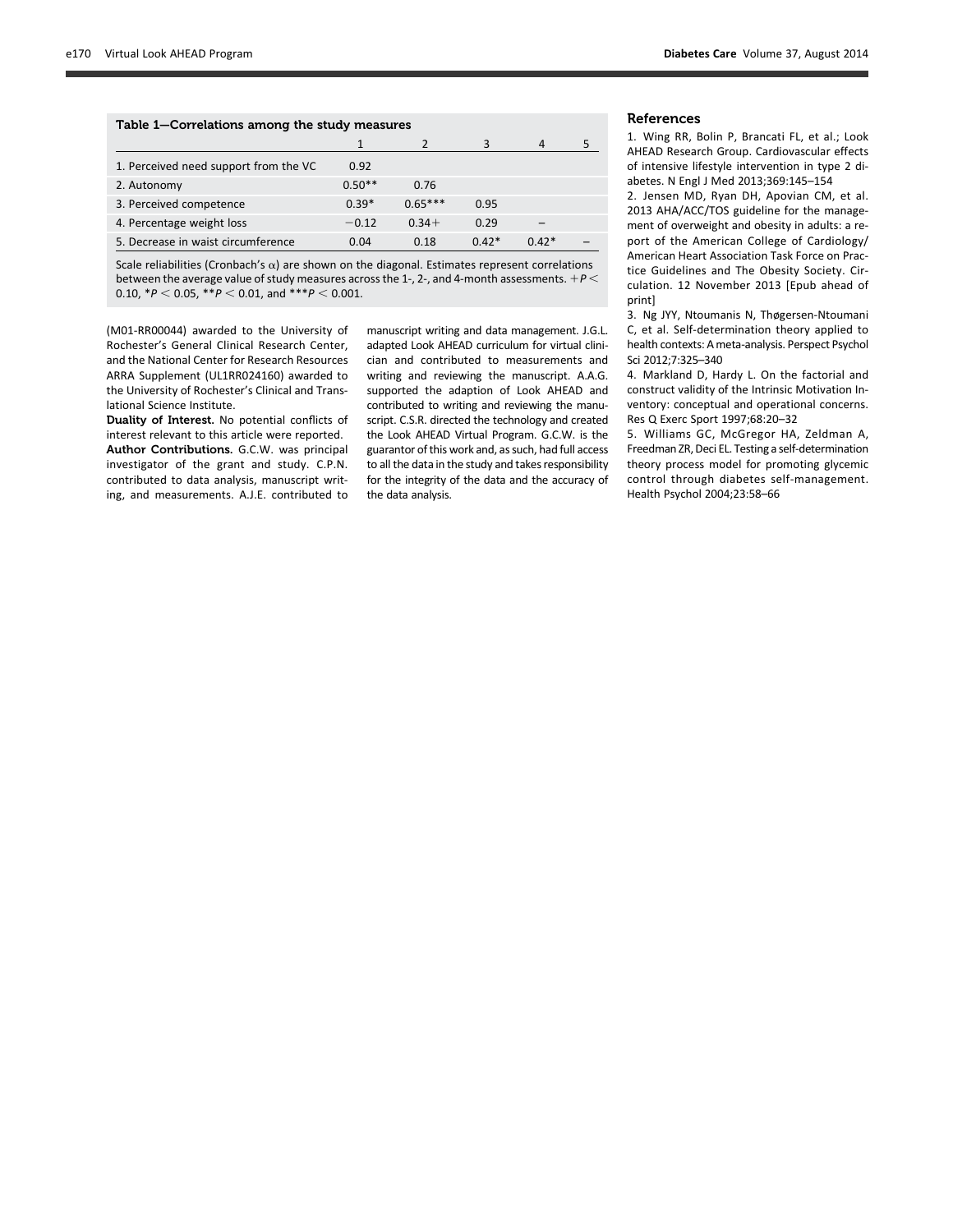**Table 1—Correlations among the study measures**

| | 1 | 2 | 3 | 4 | 5 |
|---|---|---|---|---|---|
| 1. Perceived need support from the VC | 0.92 | | | | |
| 2. Autonomy | 0.50** | 0.76 | | | |
| 3. Perceived competence | 0.39* | 0.65*** | 0.95 | | |
| 4. Percentage weight loss | −0.12 | 0.34+ | 0.29 | – | |
| 5. Decrease in waist circumference | 0.04 | 0.18 | 0.42* | 0.42* | – |

Scale reliabilities (Cronbach's α) are shown on the diagonal. Estimates represent correlations between the average value of study measures across the 1-, 2-, and 4-month assessments. $+P < 0.10$, $*P < 0.05$, $**P < 0.01$, and $***P < 0.001$.

(M01-RR00044) awarded to the University of Rochester's General Clinical Research Center, and the National Center for Research Resources ARRA Supplement (UL1RR024160) awarded to the University of Rochester's Clinical and Translational Science Institute.

**Duality of Interest.** No potential conflicts of interest relevant to this article were reported.

**Author Contributions.** G.C.W. was principal investigator of the grant and study. C.P.N. contributed to data analysis, manuscript writing, and measurements. A.J.E. contributed to manuscript writing and data management. J.G.L. adapted Look AHEAD curriculum for virtual clinician and contributed to measurements and writing and reviewing the manuscript. A.A.G. supported the adaption of Look AHEAD and contributed to writing and reviewing the manuscript. C.S.R. directed the technology and created the Look AHEAD Virtual Program. G.C.W. is the guarantor of this work and, as such, had full access to all the data in the study and takes responsibility for the integrity of the data and the accuracy of the data analysis.

## References

1. Wing RR, Bolin P, Brancati FL, et al.; Look AHEAD Research Group. Cardiovascular effects of intensive lifestyle intervention in type 2 diabetes. N Engl J Med 2013;369:145–154
2. Jensen MD, Ryan DH, Apovian CM, et al. 2013 AHA/ACC/TOS guideline for the management of overweight and obesity in adults: a report of the American College of Cardiology/American Heart Association Task Force on Practice Guidelines and The Obesity Society. Circulation. 12 November 2013 [Epub ahead of print]
3. Ng JYY, Ntoumanis N, Thøgersen-Ntoumani C, et al. Self-determination theory applied to health contexts: A meta-analysis. Perspect Psychol Sci 2012;7:325–340
4. Markland D, Hardy L. On the factorial and construct validity of the Intrinsic Motivation Inventory: conceptual and operational concerns. Res Q Exerc Sport 1997;68:20–32
5. Williams GC, McGregor HA, Zeldman A, Freedman ZR, Deci EL. Testing a self-determination theory process model for promoting glycemic control through diabetes self-management. Health Psychol 2004;23:58–66